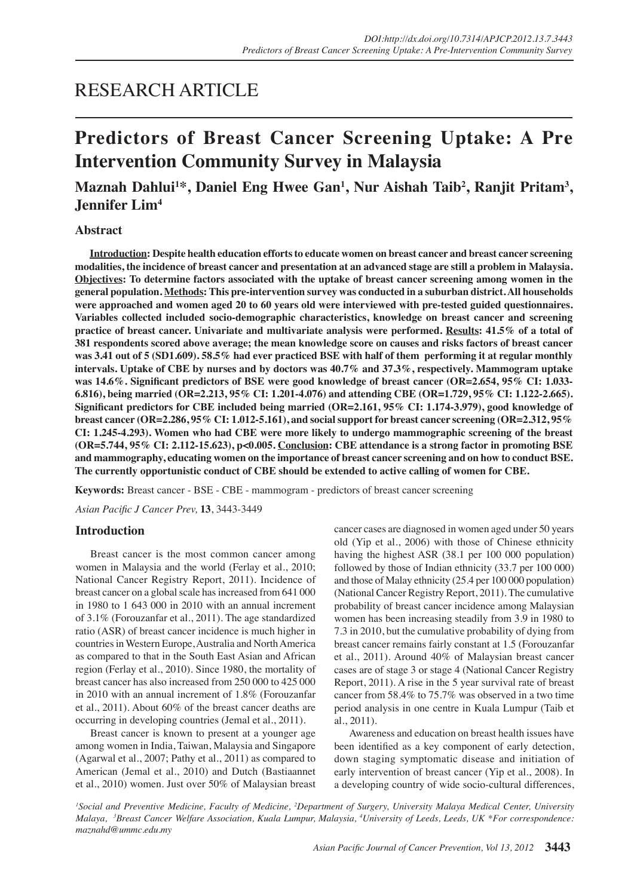RESEARCH ARTICLE

# Predictors of Breast Cancer Screening Uptake: A Pre Intervention Community Survey in Malaysia

**Maznah Dahlui[1]*, Daniel Eng Hwee Gan[1], Nur Aishah Taib[2], Ranjit Pritam[3], Jennifer Lim[4]**

## Abstract

**Introduction: Despite health education efforts to educate women on breast cancer and breast cancer screening modalities, the incidence of breast cancer and presentation at an advanced stage are still a problem in Malaysia. Objectives: To determine factors associated with the uptake of breast cancer screening among women in the general population. Methods: This pre-intervention survey was conducted in a suburban district. All households were approached and women aged 20 to 60 years old were interviewed with pre-tested guided questionnaires. Variables collected included socio-demographic characteristics, knowledge on breast cancer and screening practice of breast cancer. Univariate and multivariate analysis were performed. Results: 41.5% of a total of 381 respondents scored above average; the mean knowledge score on causes and risks factors of breast cancer was 3.41 out of 5 (SD1.609). 58.5% had ever practiced BSE with half of them performing it at regular monthly intervals. Uptake of CBE by nurses and by doctors was 40.7% and 37.3%, respectively. Mammogram uptake was 14.6%. Significant predictors of BSE were good knowledge of breast cancer (OR=2.654, 95% CI: 1.033-6.816), being married (OR=2.213, 95% CI: 1.201-4.076) and attending CBE (OR=1.729, 95% CI: 1.122-2.665). Significant predictors for CBE included being married (OR=2.161, 95% CI: 1.174-3.979), good knowledge of breast cancer (OR=2.286, 95% CI: 1.012-5.161), and social support for breast cancer screening (OR=2.312, 95% CI: 1.245-4.293). Women who had CBE were more likely to undergo mammographic screening of the breast (OR=5.744, 95% CI: 2.112-15.623), p<0.005. Conclusion: CBE attendance is a strong factor in promoting BSE and mammography, educating women on the importance of breast cancer screening and on how to conduct BSE. The currently opportunistic conduct of CBE should be extended to active calling of women for CBE.**

**Keywords:** Breast cancer - BSE - CBE - mammogram - predictors of breast cancer screening

*Asian Pacific J Cancer Prev,* **13**, 3443-3449

## Introduction

Breast cancer is the most common cancer among women in Malaysia and the world (Ferlay et al., 2010; National Cancer Registry Report, 2011). Incidence of breast cancer on a global scale has increased from 641 000 in 1980 to 1 643 000 in 2010 with an annual increment of 3.1% (Forouzanfar et al., 2011). The age standardized ratio (ASR) of breast cancer incidence is much higher in countries in Western Europe, Australia and North America as compared to that in the South East Asian and African region (Ferlay et al., 2010). Since 1980, the mortality of breast cancer has also increased from 250 000 to 425 000 in 2010 with an annual increment of 1.8% (Forouzanfar et al., 2011). About 60% of the breast cancer deaths are occurring in developing countries (Jemal et al., 2011).

Breast cancer is known to present at a younger age among women in India, Taiwan, Malaysia and Singapore (Agarwal et al., 2007; Pathy et al., 2011) as compared to American (Jemal et al., 2010) and Dutch (Bastiaannet et al., 2010) women. Just over 50% of Malaysian breast cancer cases are diagnosed in women aged under 50 years old (Yip et al., 2006) with those of Chinese ethnicity having the highest ASR (38.1 per 100 000 population) followed by those of Indian ethnicity (33.7 per 100 000) and those of Malay ethnicity (25.4 per 100 000 population) (National Cancer Registry Report, 2011). The cumulative probability of breast cancer incidence among Malaysian women has been increasing steadily from 3.9 in 1980 to 7.3 in 2010, but the cumulative probability of dying from breast cancer remains fairly constant at 1.5 (Forouzanfar et al., 2011). Around 40% of Malaysian breast cancer cases are of stage 3 or stage 4 (National Cancer Registry Report, 2011). A rise in the 5 year survival rate of breast cancer from 58.4% to 75.7% was observed in a two time period analysis in one centre in Kuala Lumpur (Taib et al., 2011).

Awareness and education on breast health issues have been identified as a key component of early detection, down staging symptomatic disease and initiation of early intervention of breast cancer (Yip et al., 2008). In a developing country of wide socio-cultural differences,

*[1]Social and Preventive Medicine, Faculty of Medicine, [2]Department of Surgery, University Malaya Medical Center, University Malaya, [3]Breast Cancer Welfare Association, Kuala Lumpur, Malaysia, [4]University of Leeds, Leeds, UK *For correspondence: maznahd@ummc.edu.my*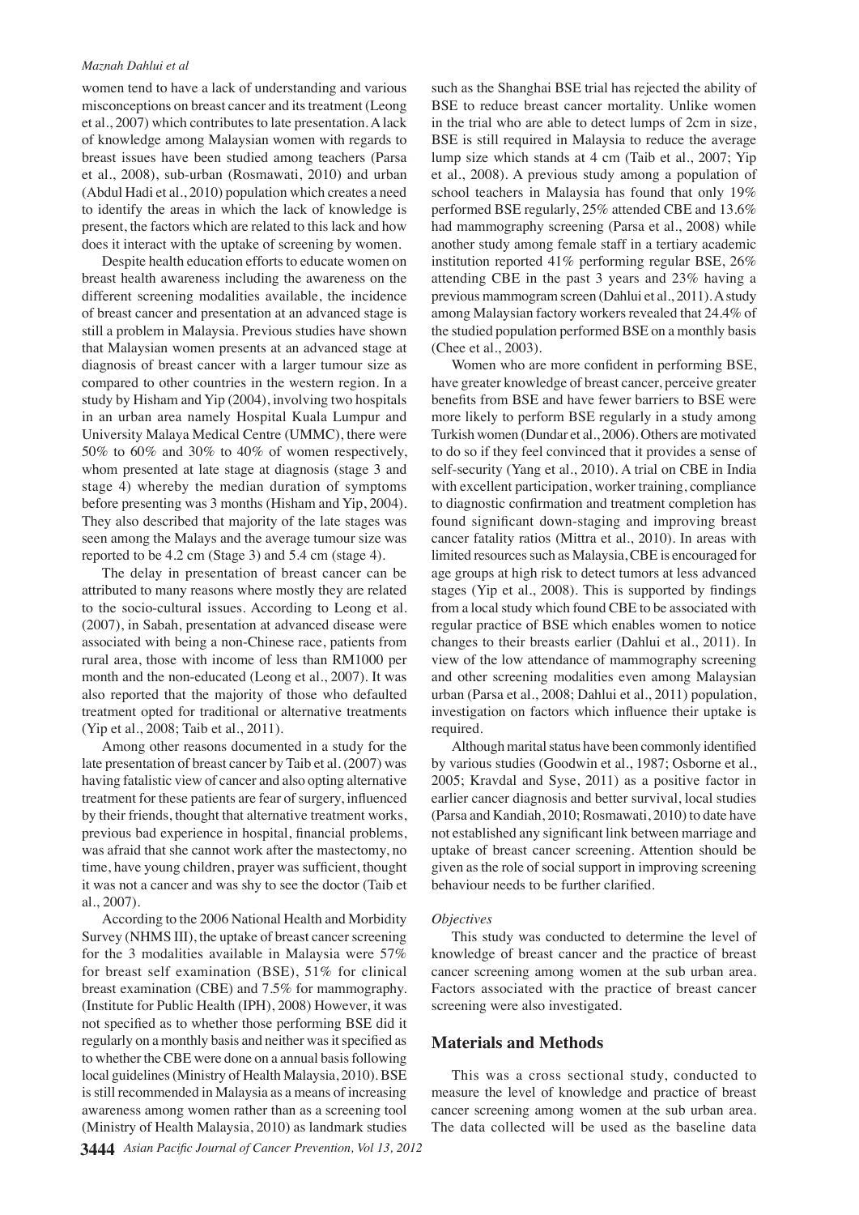women tend to have a lack of understanding and various misconceptions on breast cancer and its treatment (Leong et al., 2007) which contributes to late presentation. A lack of knowledge among Malaysian women with regards to breast issues have been studied among teachers (Parsa et al., 2008), sub-urban (Rosmawati, 2010) and urban (Abdul Hadi et al., 2010) population which creates a need to identify the areas in which the lack of knowledge is present, the factors which are related to this lack and how does it interact with the uptake of screening by women.

Despite health education efforts to educate women on breast health awareness including the awareness on the different screening modalities available, the incidence of breast cancer and presentation at an advanced stage is still a problem in Malaysia. Previous studies have shown that Malaysian women presents at an advanced stage at diagnosis of breast cancer with a larger tumour size as compared to other countries in the western region. In a study by Hisham and Yip (2004), involving two hospitals in an urban area namely Hospital Kuala Lumpur and University Malaya Medical Centre (UMMC), there were 50% to 60% and 30% to 40% of women respectively, whom presented at late stage at diagnosis (stage 3 and stage 4) whereby the median duration of symptoms before presenting was 3 months (Hisham and Yip, 2004). They also described that majority of the late stages was seen among the Malays and the average tumour size was reported to be 4.2 cm (Stage 3) and 5.4 cm (stage 4).

The delay in presentation of breast cancer can be attributed to many reasons where mostly they are related to the socio-cultural issues. According to Leong et al. (2007), in Sabah, presentation at advanced disease were associated with being a non-Chinese race, patients from rural area, those with income of less than RM1000 per month and the non-educated (Leong et al., 2007). It was also reported that the majority of those who defaulted treatment opted for traditional or alternative treatments (Yip et al., 2008; Taib et al., 2011).

Among other reasons documented in a study for the late presentation of breast cancer by Taib et al. (2007) was having fatalistic view of cancer and also opting alternative treatment for these patients are fear of surgery, influenced by their friends, thought that alternative treatment works, previous bad experience in hospital, financial problems, was afraid that she cannot work after the mastectomy, no time, have young children, prayer was sufficient, thought it was not a cancer and was shy to see the doctor (Taib et al., 2007).

According to the 2006 National Health and Morbidity Survey (NHMS III), the uptake of breast cancer screening for the 3 modalities available in Malaysia were 57% for breast self examination (BSE), 51% for clinical breast examination (CBE) and 7.5% for mammography. (Institute for Public Health (IPH), 2008) However, it was not specified as to whether those performing BSE did it regularly on a monthly basis and neither was it specified as to whether the CBE were done on a annual basis following local guidelines (Ministry of Health Malaysia, 2010). BSE is still recommended in Malaysia as a means of increasing awareness among women rather than as a screening tool (Ministry of Health Malaysia, 2010) as landmark studies such as the Shanghai BSE trial has rejected the ability of BSE to reduce breast cancer mortality. Unlike women in the trial who are able to detect lumps of 2cm in size, BSE is still required in Malaysia to reduce the average lump size which stands at 4 cm (Taib et al., 2007; Yip et al., 2008). A previous study among a population of school teachers in Malaysia has found that only 19% performed BSE regularly, 25% attended CBE and 13.6% had mammography screening (Parsa et al., 2008) while another study among female staff in a tertiary academic institution reported 41% performing regular BSE, 26% attending CBE in the past 3 years and 23% having a previous mammogram screen (Dahlui et al., 2011). A study among Malaysian factory workers revealed that 24.4% of the studied population performed BSE on a monthly basis (Chee et al., 2003).

Women who are more confident in performing BSE, have greater knowledge of breast cancer, perceive greater benefits from BSE and have fewer barriers to BSE were more likely to perform BSE regularly in a study among Turkish women (Dundar et al., 2006). Others are motivated to do so if they feel convinced that it provides a sense of self-security (Yang et al., 2010). A trial on CBE in India with excellent participation, worker training, compliance to diagnostic confirmation and treatment completion has found significant down-staging and improving breast cancer fatality ratios (Mittra et al., 2010). In areas with limited resources such as Malaysia, CBE is encouraged for age groups at high risk to detect tumors at less advanced stages (Yip et al., 2008). This is supported by findings from a local study which found CBE to be associated with regular practice of BSE which enables women to notice changes to their breasts earlier (Dahlui et al., 2011). In view of the low attendance of mammography screening and other screening modalities even among Malaysian urban (Parsa et al., 2008; Dahlui et al., 2011) population, investigation on factors which influence their uptake is required.

Although marital status have been commonly identified by various studies (Goodwin et al., 1987; Osborne et al., 2005; Kravdal and Syse, 2011) as a positive factor in earlier cancer diagnosis and better survival, local studies (Parsa and Kandiah, 2010; Rosmawati, 2010) to date have not established any significant link between marriage and uptake of breast cancer screening. Attention should be given as the role of social support in improving screening behaviour needs to be further clarified.

*Objectives*

This study was conducted to determine the level of knowledge of breast cancer and the practice of breast cancer screening among women at the sub urban area. Factors associated with the practice of breast cancer screening were also investigated.

## Materials and Methods

This was a cross sectional study, conducted to measure the level of knowledge and practice of breast cancer screening among women at the sub urban area. The data collected will be used as the baseline data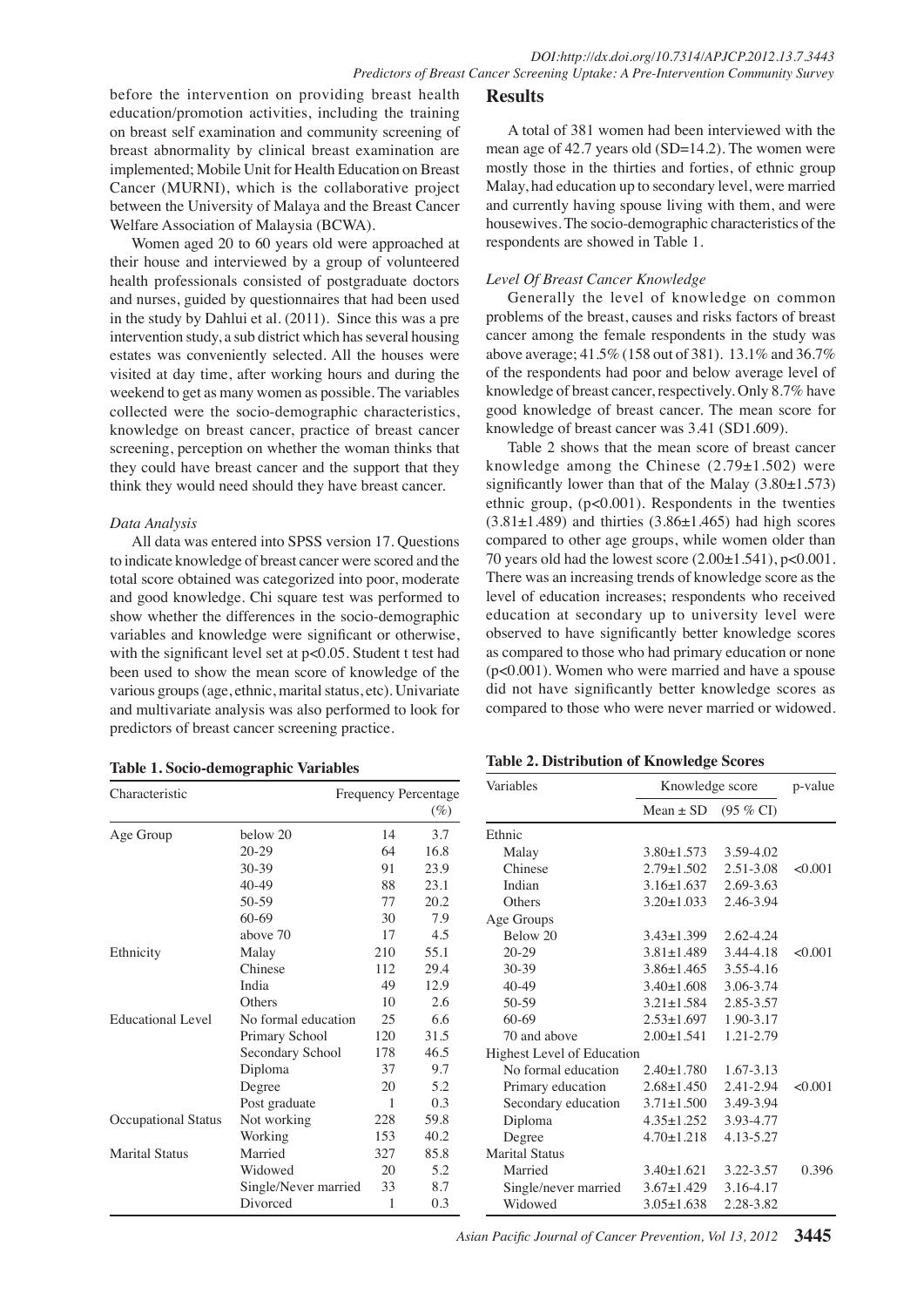before the intervention on providing breast health education/promotion activities, including the training on breast self examination and community screening of breast abnormality by clinical breast examination are implemented; Mobile Unit for Health Education on Breast Cancer (MURNI), which is the collaborative project between the University of Malaya and the Breast Cancer Welfare Association of Malaysia (BCWA).

Women aged 20 to 60 years old were approached at their house and interviewed by a group of volunteered health professionals consisted of postgraduate doctors and nurses, guided by questionnaires that had been used in the study by Dahlui et al. (2011). Since this was a pre intervention study, a sub district which has several housing estates was conveniently selected. All the houses were visited at day time, after working hours and during the weekend to get as many women as possible. The variables collected were the socio-demographic characteristics, knowledge on breast cancer, practice of breast cancer screening, perception on whether the woman thinks that they could have breast cancer and the support that they think they would need should they have breast cancer.

*Data Analysis*

All data was entered into SPSS version 17. Questions to indicate knowledge of breast cancer were scored and the total score obtained was categorized into poor, moderate and good knowledge. Chi square test was performed to show whether the differences in the socio-demographic variables and knowledge were significant or otherwise, with the significant level set at $p<0.05$. Student t test had been used to show the mean score of knowledge of the various groups (age, ethnic, marital status, etc). Univariate and multivariate analysis was also performed to look for predictors of breast cancer screening practice.

**Table 1. Socio-demographic Variables**

| Characteristic | | Frequency | Percentage (%) |
|---|---|---|---|
| Age Group | below 20 | 14 | 3.7 |
| | 20-29 | 64 | 16.8 |
| | 30-39 | 91 | 23.9 |
| | 40-49 | 88 | 23.1 |
| | 50-59 | 77 | 20.2 |
| | 60-69 | 30 | 7.9 |
| | above 70 | 17 | 4.5 |
| Ethnicity | Malay | 210 | 55.1 |
| | Chinese | 112 | 29.4 |
| | India | 49 | 12.9 |
| | Others | 10 | 2.6 |
| Educational Level | No formal education | 25 | 6.6 |
| | Primary School | 120 | 31.5 |
| | Secondary School | 178 | 46.5 |
| | Diploma | 37 | 9.7 |
| | Degree | 20 | 5.2 |
| | Post graduate | 1 | 0.3 |
| Occupational Status | Not working | 228 | 59.8 |
| | Working | 153 | 40.2 |
| Marital Status | Married | 327 | 85.8 |
| | Widowed | 20 | 5.2 |
| | Single/Never married | 33 | 8.7 |
| | Divorced | 1 | 0.3 |

## Results

A total of 381 women had been interviewed with the mean age of 42.7 years old (SD=14.2). The women were mostly those in the thirties and forties, of ethnic group Malay, had education up to secondary level, were married and currently having spouse living with them, and were housewives. The socio-demographic characteristics of the respondents are showed in Table 1.

*Level Of Breast Cancer Knowledge*

Generally the level of knowledge on common problems of the breast, causes and risks factors of breast cancer among the female respondents in the study was above average; 41.5% (158 out of 381). 13.1% and 36.7% of the respondents had poor and below average level of knowledge of breast cancer, respectively. Only 8.7% have good knowledge of breast cancer. The mean score for knowledge of breast cancer was 3.41 (SD1.609).

Table 2 shows that the mean score of breast cancer knowledge among the Chinese (2.79±1.502) were significantly lower than that of the Malay (3.80±1.573) ethnic group, ($p<0.001$). Respondents in the twenties (3.81±1.489) and thirties (3.86±1.465) had high scores compared to other age groups, while women older than 70 years old had the lowest score (2.00±1.541), $p<0.001$. There was an increasing trends of knowledge score as the level of education increases; respondents who received education at secondary up to university level were observed to have significantly better knowledge scores as compared to those who had primary education or none ($p<0.001$). Women who were married and have a spouse did not have significantly better knowledge scores as compared to those who were never married or widowed.

**Table 2. Distribution of Knowledge Scores**

| Variables | Knowledge score | | p-value |
|---|---|---|---|
| | Mean ± SD | (95 % CI) | |
| Ethnic | | | |
| Malay | 3.80±1.573 | 3.59-4.02 | |
| Chinese | 2.79±1.502 | 2.51-3.08 | <0.001 |
| Indian | 3.16±1.637 | 2.69-3.63 | |
| Others | 3.20±1.033 | 2.46-3.94 | |
| Age Groups | | | |
| Below 20 | 3.43±1.399 | 2.62-4.24 | |
| 20-29 | 3.81±1.489 | 3.44-4.18 | <0.001 |
| 30-39 | 3.86±1.465 | 3.55-4.16 | |
| 40-49 | 3.40±1.608 | 3.06-3.74 | |
| 50-59 | 3.21±1.584 | 2.85-3.57 | |
| 60-69 | 2.53±1.697 | 1.90-3.17 | |
| 70 and above | 2.00±1.541 | 1.21-2.79 | |
| Highest Level of Education | | | |
| No formal education | 2.40±1.780 | 1.67-3.13 | |
| Primary education | 2.68±1.450 | 2.41-2.94 | <0.001 |
| Secondary education | 3.71±1.500 | 3.49-3.94 | |
| Diploma | 4.35±1.252 | 3.93-4.77 | |
| Degree | 4.70±1.218 | 4.13-5.27 | |
| Marital Status | | | |
| Married | 3.40±1.621 | 3.22-3.57 | 0.396 |
| Single/never married | 3.67±1.429 | 3.16-4.17 | |
| Widowed | 3.05±1.638 | 2.28-3.82 | |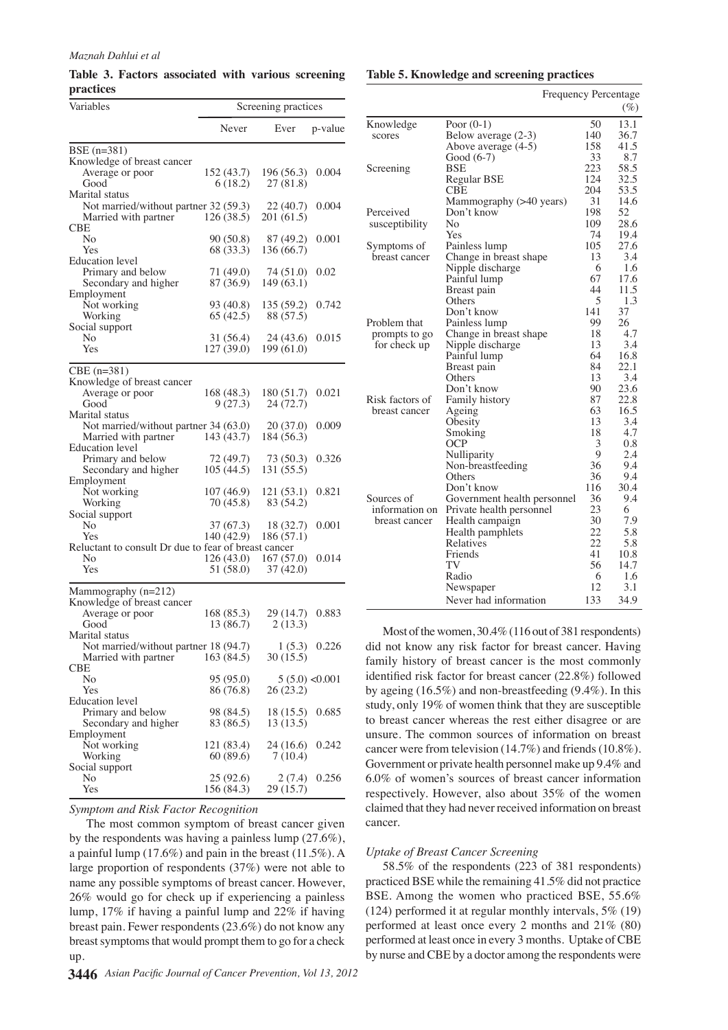**Table 3. Factors associated with various screening practices**

| Variables | Screening practices | | |
|---|---|---|---|
| | Never | Ever | p-value |
| BSE (n=381) | | | |
| Knowledge of breast cancer | | | |
| Average or poor | 152 (43.7) | 196 (56.3) | 0.004 |
| Good | 6 (18.2) | 27 (81.8) | |
| Marital status | | | |
| Not married/without partner | 32 (59.3) | 22 (40.7) | 0.004 |
| Married with partner | 126 (38.5) | 201 (61.5) | |
| CBE | | | |
| No | 90 (50.8) | 87 (49.2) | 0.001 |
| Yes | 68 (33.3) | 136 (66.7) | |
| Education level | | | |
| Primary and below | 71 (49.0) | 74 (51.0) | 0.02 |
| Secondary and higher | 87 (36.9) | 149 (63.1) | |
| Employment | | | |
| Not working | 93 (40.8) | 135 (59.2) | 0.742 |
| Working | 65 (42.5) | 88 (57.5) | |
| Social support | | | |
| No | 31 (56.4) | 24 (43.6) | 0.015 |
| Yes | 127 (39.0) | 199 (61.0) | |
| CBE (n=381) | | | |
| Knowledge of breast cancer | | | |
| Average or poor | 168 (48.3) | 180 (51.7) | 0.021 |
| Good | 9 (27.3) | 24 (72.7) | |
| Marital status | | | |
| Not married/without partner | 34 (63.0) | 20 (37.0) | 0.009 |
| Married with partner | 143 (43.7) | 184 (56.3) | |
| Education level | | | |
| Primary and below | 72 (49.7) | 73 (50.3) | 0.326 |
| Secondary and higher | 105 (44.5) | 131 (55.5) | |
| Employment | | | |
| Not working | 107 (46.9) | 121 (53.1) | 0.821 |
| Working | 70 (45.8) | 83 (54.2) | |
| Social support | | | |
| No | 37 (67.3) | 18 (32.7) | 0.001 |
| Yes | 140 (42.9) | 186 (57.1) | |
| Reluctant to consult Dr due to fear of breast cancer | | | |
| No | 126 (43.0) | 167 (57.0) | 0.014 |
| Yes | 51 (58.0) | 37 (42.0) | |
| Mammography (n=212) | | | |
| Knowledge of breast cancer | | | |
| Average or poor | 168 (85.3) | 29 (14.7) | 0.883 |
| Good | 13 (86.7) | 2 (13.3) | |
| Marital status | | | |
| Not married/without partner | 18 (94.7) | 1 (5.3) | 0.226 |
| Married with partner | 163 (84.5) | 30 (15.5) | |
| CBE | | | |
| No | 95 (95.0) | 5 (5.0) | <0.001 |
| Yes | 86 (76.8) | 26 (23.2) | |
| Education level | | | |
| Primary and below | 98 (84.5) | 18 (15.5) | 0.685 |
| Secondary and higher | 83 (86.5) | 13 (13.5) | |
| Employment | | | |
| Not working | 121 (83.4) | 24 (16.6) | 0.242 |
| Working | 60 (89.6) | 7 (10.4) | |
| Social support | | | |
| No | 25 (92.6) | 2 (7.4) | 0.256 |
| Yes | 156 (84.3) | 29 (15.7) | |

### *Symptom and Risk Factor Recognition*

The most common symptom of breast cancer given by the respondents was having a painless lump (27.6%), a painful lump (17.6%) and pain in the breast (11.5%). A large proportion of respondents (37%) were not able to name any possible symptoms of breast cancer. However, 26% would go for check up if experiencing a painless lump, 17% if having a painful lump and 22% if having breast pain. Fewer respondents (23.6%) do not know any breast symptoms that would prompt them to go for a check up.

**Table 5. Knowledge and screening practices**

| | | Frequency | Percentage (%) |
|---|---|---|---|
| Knowledge scores | Poor (0-1) | 50 | 13.1 |
| | Below average (2-3) | 140 | 36.7 |
| | Above average (4-5) | 158 | 41.5 |
| | Good (6-7) | 33 | 8.7 |
| Screening | BSE | 223 | 58.5 |
| | Regular BSE | 124 | 32.5 |
| | CBE | 204 | 53.5 |
| | Mammography (>40 years) | 31 | 14.6 |
| Perceived susceptibility | Don't know | 198 | 52 |
| | No | 109 | 28.6 |
| | Yes | 74 | 19.4 |
| Symptoms of breast cancer | Painless lump | 105 | 27.6 |
| | Change in breast shape | 13 | 3.4 |
| | Nipple discharge | 6 | 1.6 |
| | Painful lump | 67 | 17.6 |
| | Breast pain | 44 | 11.5 |
| | Others | 5 | 1.3 |
| | Don't know | 141 | 37 |
| Problem that prompts to go for check up | Painless lump | 99 | 26 |
| | Change in breast shape | 18 | 4.7 |
| | Nipple discharge | 13 | 3.4 |
| | Painful lump | 64 | 16.8 |
| | Breast pain | 84 | 22.1 |
| | Others | 13 | 3.4 |
| | Don't know | 90 | 23.6 |
| Risk factors of breast cancer | Family history | 87 | 22.8 |
| | Ageing | 63 | 16.5 |
| | Obesity | 13 | 3.4 |
| | Smoking | 18 | 4.7 |
| | OCP | 3 | 0.8 |
| | Nulliparity | 9 | 2.4 |
| | Non-breastfeeding | 36 | 9.4 |
| | Others | 36 | 9.4 |
| | Don't know | 116 | 30.4 |
| Sources of information on breast cancer | Government health personnel | 36 | 9.4 |
| | Private health personnel | 23 | 6 |
| | Health campaign | 30 | 7.9 |
| | Health pamphlets | 22 | 5.8 |
| | Relatives | 22 | 5.8 |
| | Friends | 41 | 10.8 |
| | TV | 56 | 14.7 |
| | Radio | 6 | 1.6 |
| | Newspaper | 12 | 3.1 |
| | Never had information | 133 | 34.9 |

Most of the women, 30.4% (116 out of 381 respondents) did not know any risk factor for breast cancer. Having family history of breast cancer is the most commonly identified risk factor for breast cancer (22.8%) followed by ageing (16.5%) and non-breastfeeding (9.4%). In this study, only 19% of women think that they are susceptible to breast cancer whereas the rest either disagree or are unsure. The common sources of information on breast cancer were from television (14.7%) and friends (10.8%). Government or private health personnel make up 9.4% and 6.0% of women's sources of breast cancer information respectively. However, also about 35% of the women claimed that they had never received information on breast cancer.

### *Uptake of Breast Cancer Screening*

58.5% of the respondents (223 of 381 respondents) practiced BSE while the remaining 41.5% did not practice BSE. Among the women who practiced BSE, 55.6% (124) performed it at regular monthly intervals, 5% (19) performed at least once every 2 months and 21% (80) performed at least once in every 3 months. Uptake of CBE by nurse and CBE by a doctor among the respondents were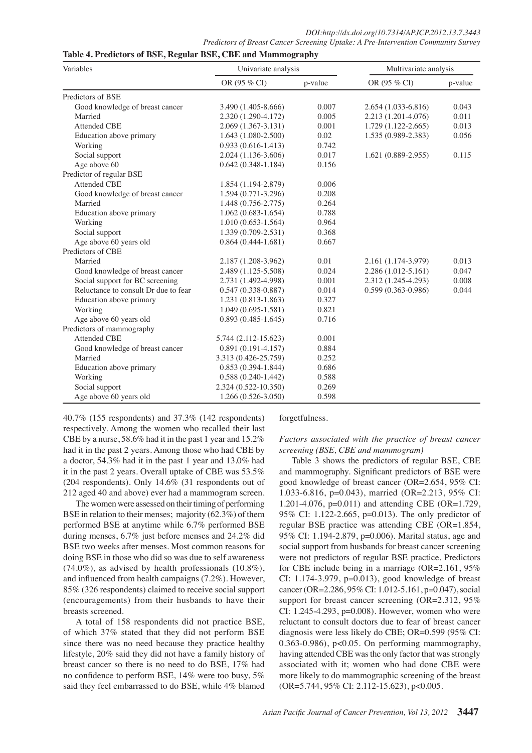**Table 4. Predictors of BSE, Regular BSE, CBE and Mammography**

| Variables | Univariate analysis | | Multivariate analysis | |
|---|---|---|---|---|
| | OR (95 % CI) | p-value | OR (95 % CI) | p-value |
| Predictors of BSE | | | | |
| Good knowledge of breast cancer | 3.490 (1.405-8.666) | 0.007 | 2.654 (1.033-6.816) | 0.043 |
| Married | 2.320 (1.290-4.172) | 0.005 | 2.213 (1.201-4.076) | 0.011 |
| Attended CBE | 2.069 (1.367-3.131) | 0.001 | 1.729 (1.122-2.665) | 0.013 |
| Education above primary | 1.643 (1.080-2.500) | 0.02 | 1.535 (0.989-2.383) | 0.056 |
| Working | 0.933 (0.616-1.413) | 0.742 | | |
| Social support | 2.024 (1.136-3.606) | 0.017 | 1.621 (0.889-2.955) | 0.115 |
| Age above 60 | 0.642 (0.348-1.184) | 0.156 | | |
| Predictor of regular BSE | | | | |
| Attended CBE | 1.854 (1.194-2.879) | 0.006 | | |
| Good knowledge of breast cancer | 1.594 (0.771-3.296) | 0.208 | | |
| Married | 1.448 (0.756-2.775) | 0.264 | | |
| Education above primary | 1.062 (0.683-1.654) | 0.788 | | |
| Working | 1.010 (0.653-1.564) | 0.964 | | |
| Social support | 1.339 (0.709-2.531) | 0.368 | | |
| Age above 60 years old | 0.864 (0.444-1.681) | 0.667 | | |
| Predictors of CBE | | | | |
| Married | 2.187 (1.208-3.962) | 0.01 | 2.161 (1.174-3.979) | 0.013 |
| Good knowledge of breast cancer | 2.489 (1.125-5.508) | 0.024 | 2.286 (1.012-5.161) | 0.047 |
| Social support for BC screening | 2.731 (1.492-4.998) | 0.001 | 2.312 (1.245-4.293) | 0.008 |
| Reluctance to consult Dr due to fear | 0.547 (0.338-0.887) | 0.014 | 0.599 (0.363-0.986) | 0.044 |
| Education above primary | 1.231 (0.813-1.863) | 0.327 | | |
| Working | 1.049 (0.695-1.581) | 0.821 | | |
| Age above 60 years old | 0.893 (0.485-1.645) | 0.716 | | |
| Predictors of mammography | | | | |
| Attended CBE | 5.744 (2.112-15.623) | 0.001 | | |
| Good knowledge of breast cancer | 0.891 (0.191-4.157) | 0.884 | | |
| Married | 3.313 (0.426-25.759) | 0.252 | | |
| Education above primary | 0.853 (0.394-1.844) | 0.686 | | |
| Working | 0.588 (0.240-1.442) | 0.588 | | |
| Social support | 2.324 (0.522-10.350) | 0.269 | | |
| Age above 60 years old | 1.266 (0.526-3.050) | 0.598 | | |

40.7% (155 respondents) and 37.3% (142 respondents) respectively. Among the women who recalled their last CBE by a nurse, 58.6% had it in the past 1 year and 15.2% had it in the past 2 years. Among those who had CBE by a doctor, 54.3% had it in the past 1 year and 13.0% had it in the past 2 years. Overall uptake of CBE was 53.5% (204 respondents). Only 14.6% (31 respondents out of 212 aged 40 and above) ever had a mammogram screen.

The women were assessed on their timing of performing BSE in relation to their menses; majority (62.3%) of them performed BSE at anytime while 6.7% performed BSE during menses, 6.7% just before menses and 24.2% did BSE two weeks after menses. Most common reasons for doing BSE in those who did so was due to self awareness (74.0%), as advised by health professionals (10.8%), and influenced from health campaigns (7.2%). However, 85% (326 respondents) claimed to receive social support (encouragements) from their husbands to have their breasts screened.

A total of 158 respondents did not practice BSE, of which 37% stated that they did not perform BSE since there was no need because they practice healthy lifestyle, 20% said they did not have a family history of breast cancer so there is no need to do BSE, 17% had no confidence to perform BSE, 14% were too busy, 5% said they feel embarrassed to do BSE, while 4% blamed forgetfulness.

*Factors associated with the practice of breast cancer screening (BSE, CBE and mammogram)*

Table 3 shows the predictors of regular BSE, CBE and mammography. Significant predictors of BSE were good knowledge of breast cancer (OR=2.654, 95% CI: 1.033-6.816, p=0.043), married (OR=2.213, 95% CI: 1.201-4.076, p=0.011) and attending CBE (OR=1.729, 95% CI: 1.122-2.665, p=0.013). The only predictor of regular BSE practice was attending CBE (OR=1.854, 95% CI: 1.194-2.879, p=0.006). Marital status, age and social support from husbands for breast cancer screening were not predictors of regular BSE practice. Predictors for CBE include being in a marriage (OR=2.161, 95% CI: 1.174-3.979, p=0.013), good knowledge of breast cancer (OR=2.286, 95% CI: 1.012-5.161, p=0.047), social support for breast cancer screening (OR=2.312, 95% CI: 1.245-4.293, p=0.008). However, women who were reluctant to consult doctors due to fear of breast cancer diagnosis were less likely do CBE; OR=0.599 (95% CI: 0.363-0.986), p<0.05. On performing mammography, having attended CBE was the only factor that was strongly associated with it; women who had done CBE were more likely to do mammographic screening of the breast (OR=5.744, 95% CI: 2.112-15.623), p<0.005.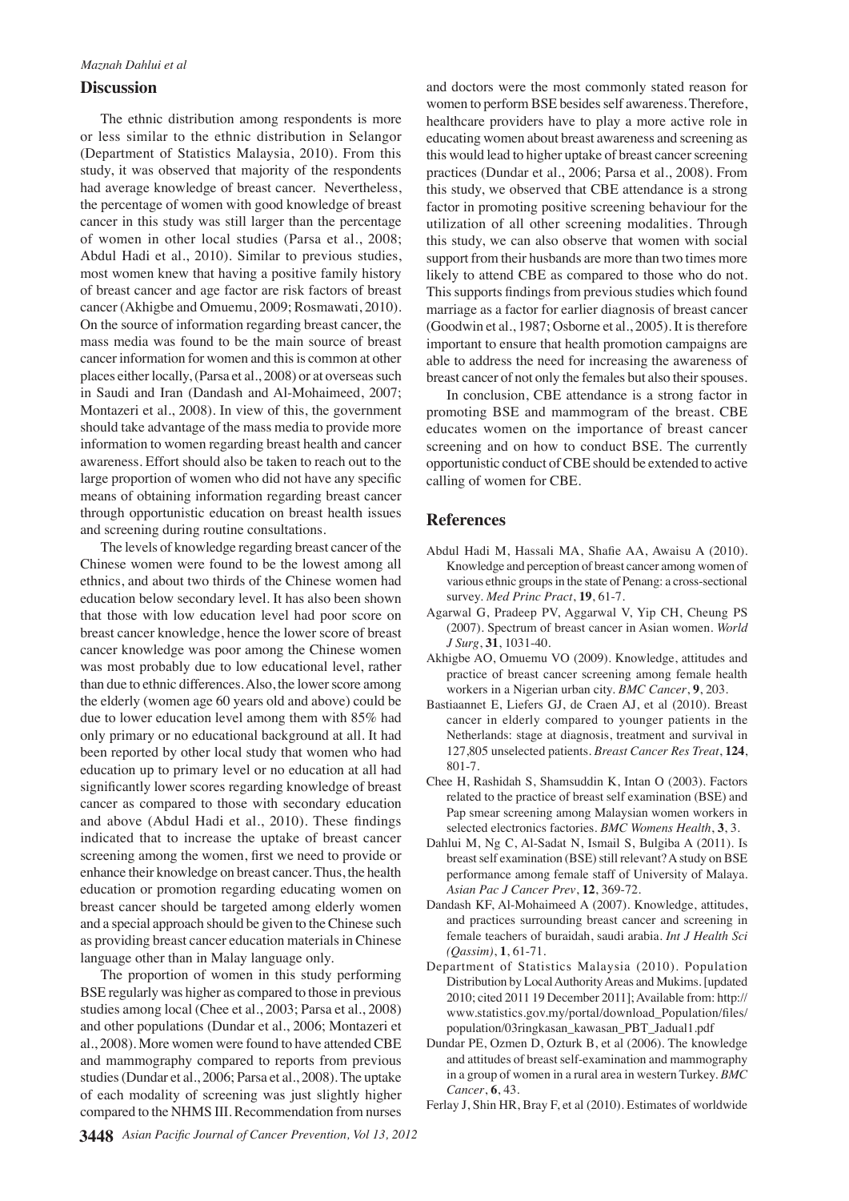## Discussion

The ethnic distribution among respondents is more or less similar to the ethnic distribution in Selangor (Department of Statistics Malaysia, 2010). From this study, it was observed that majority of the respondents had average knowledge of breast cancer. Nevertheless, the percentage of women with good knowledge of breast cancer in this study was still larger than the percentage of women in other local studies (Parsa et al., 2008; Abdul Hadi et al., 2010). Similar to previous studies, most women knew that having a positive family history of breast cancer and age factor are risk factors of breast cancer (Akhigbe and Omuemu, 2009; Rosmawati, 2010). On the source of information regarding breast cancer, the mass media was found to be the main source of breast cancer information for women and this is common at other places either locally, (Parsa et al., 2008) or at overseas such in Saudi and Iran (Dandash and Al-Mohaimeed, 2007; Montazeri et al., 2008). In view of this, the government should take advantage of the mass media to provide more information to women regarding breast health and cancer awareness. Effort should also be taken to reach out to the large proportion of women who did not have any specific means of obtaining information regarding breast cancer through opportunistic education on breast health issues and screening during routine consultations.

The levels of knowledge regarding breast cancer of the Chinese women were found to be the lowest among all ethnics, and about two thirds of the Chinese women had education below secondary level. It has also been shown that those with low education level had poor score on breast cancer knowledge, hence the lower score of breast cancer knowledge was poor among the Chinese women was most probably due to low educational level, rather than due to ethnic differences. Also, the lower score among the elderly (women age 60 years old and above) could be due to lower education level among them with 85% had only primary or no educational background at all. It had been reported by other local study that women who had education up to primary level or no education at all had significantly lower scores regarding knowledge of breast cancer as compared to those with secondary education and above (Abdul Hadi et al., 2010). These findings indicated that to increase the uptake of breast cancer screening among the women, first we need to provide or enhance their knowledge on breast cancer. Thus, the health education or promotion regarding educating women on breast cancer should be targeted among elderly women and a special approach should be given to the Chinese such as providing breast cancer education materials in Chinese language other than in Malay language only.

The proportion of women in this study performing BSE regularly was higher as compared to those in previous studies among local (Chee et al., 2003; Parsa et al., 2008) and other populations (Dundar et al., 2006; Montazeri et al., 2008). More women were found to have attended CBE and mammography compared to reports from previous studies (Dundar et al., 2006; Parsa et al., 2008). The uptake of each modality of screening was just slightly higher compared to the NHMS III. Recommendation from nurses and doctors were the most commonly stated reason for women to perform BSE besides self awareness. Therefore, healthcare providers have to play a more active role in educating women about breast awareness and screening as this would lead to higher uptake of breast cancer screening practices (Dundar et al., 2006; Parsa et al., 2008). From this study, we observed that CBE attendance is a strong factor in promoting positive screening behaviour for the utilization of all other screening modalities. Through this study, we can also observe that women with social support from their husbands are more than two times more likely to attend CBE as compared to those who do not. This supports findings from previous studies which found marriage as a factor for earlier diagnosis of breast cancer (Goodwin et al., 1987; Osborne et al., 2005). It is therefore important to ensure that health promotion campaigns are able to address the need for increasing the awareness of breast cancer of not only the females but also their spouses.

In conclusion, CBE attendance is a strong factor in promoting BSE and mammogram of the breast. CBE educates women on the importance of breast cancer screening and on how to conduct BSE. The currently opportunistic conduct of CBE should be extended to active calling of women for CBE.

## References

Abdul Hadi M, Hassali MA, Shafie AA, Awaisu A (2010). Knowledge and perception of breast cancer among women of various ethnic groups in the state of Penang: a cross-sectional survey. *Med Princ Pract*, **19**, 61-7.

Agarwal G, Pradeep PV, Aggarwal V, Yip CH, Cheung PS (2007). Spectrum of breast cancer in Asian women. *World J Surg*, **31**, 1031-40.

Akhigbe AO, Omuemu VO (2009). Knowledge, attitudes and practice of breast cancer screening among female health workers in a Nigerian urban city. *BMC Cancer*, **9**, 203.

Bastiaannet E, Liefers GJ, de Craen AJ, et al (2010). Breast cancer in elderly compared to younger patients in the Netherlands: stage at diagnosis, treatment and survival in 127,805 unselected patients. *Breast Cancer Res Treat*, **124**, 801-7.

Chee H, Rashidah S, Shamsuddin K, Intan O (2003). Factors related to the practice of breast self examination (BSE) and Pap smear screening among Malaysian women workers in selected electronics factories. *BMC Womens Health*, **3**, 3.

Dahlui M, Ng C, Al-Sadat N, Ismail S, Bulgiba A (2011). Is breast self examination (BSE) still relevant? A study on BSE performance among female staff of University of Malaya. *Asian Pac J Cancer Prev*, **12**, 369-72.

Dandash KF, Al-Mohaimeed A (2007). Knowledge, attitudes, and practices surrounding breast cancer and screening in female teachers of buraidah, saudi arabia. *Int J Health Sci (Qassim)*, **1**, 61-71.

Department of Statistics Malaysia (2010). Population Distribution by Local Authority Areas and Mukims. [updated 2010; cited 2011 19 December 2011]; Available from: http://www.statistics.gov.my/portal/download_Population/files/population/03ringkasan_kawasan_PBT_Jadual1.pdf

Dundar PE, Ozmen D, Ozturk B, et al (2006). The knowledge and attitudes of breast self-examination and mammography in a group of women in a rural area in western Turkey. *BMC Cancer*, **6**, 43.

Ferlay J, Shin HR, Bray F, et al (2010). Estimates of worldwide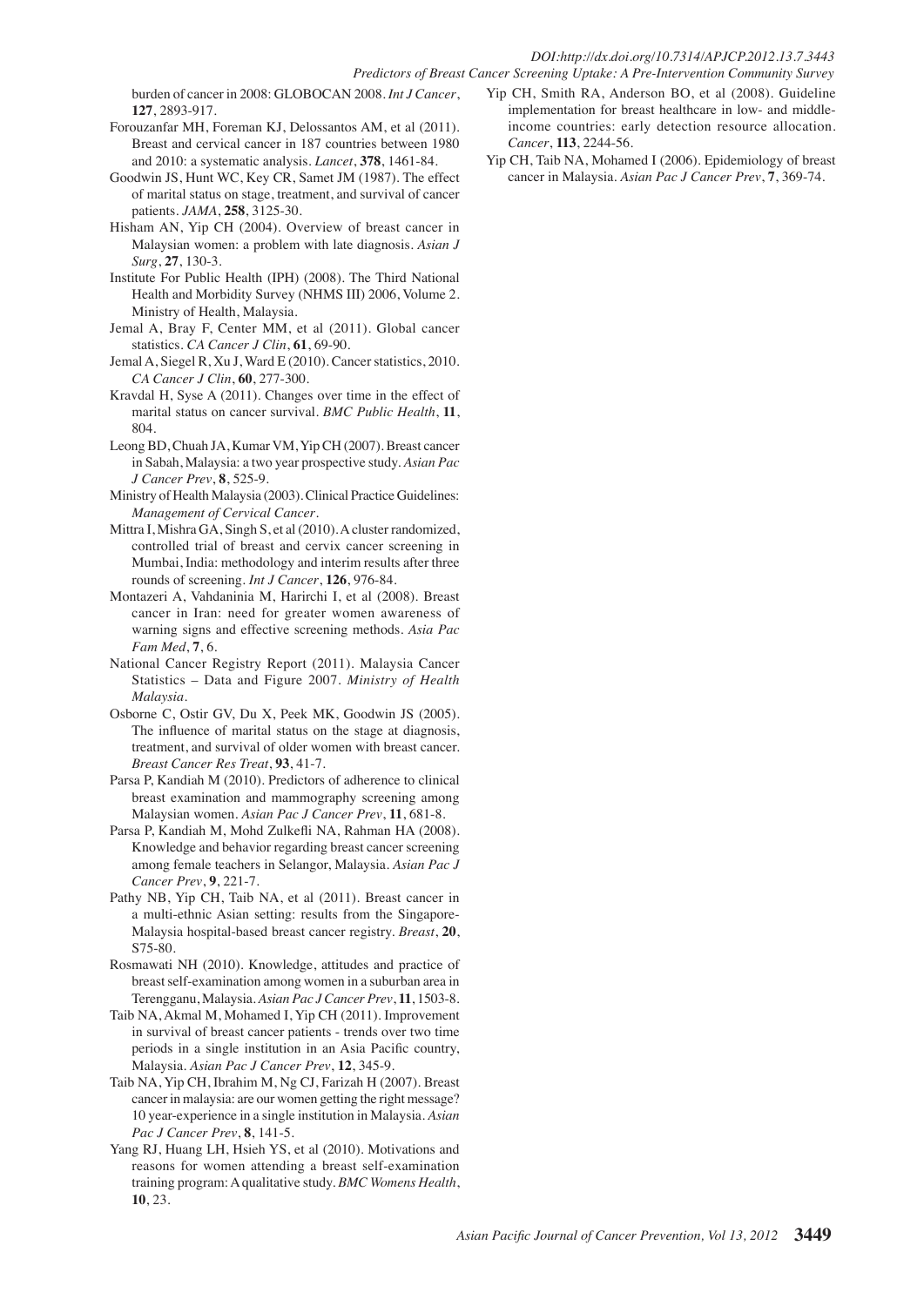burden of cancer in 2008: GLOBOCAN 2008. *Int J Cancer*, **127**, 2893-917.

Forouzanfar MH, Foreman KJ, Delossantos AM, et al (2011). Breast and cervical cancer in 187 countries between 1980 and 2010: a systematic analysis. *Lancet*, **378**, 1461-84.

Goodwin JS, Hunt WC, Key CR, Samet JM (1987). The effect of marital status on stage, treatment, and survival of cancer patients. *JAMA*, **258**, 3125-30.

Hisham AN, Yip CH (2004). Overview of breast cancer in Malaysian women: a problem with late diagnosis. *Asian J Surg*, **27**, 130-3.

Institute For Public Health (IPH) (2008). The Third National Health and Morbidity Survey (NHMS III) 2006, Volume 2. Ministry of Health, Malaysia.

Jemal A, Bray F, Center MM, et al (2011). Global cancer statistics. *CA Cancer J Clin*, **61**, 69-90.

Jemal A, Siegel R, Xu J, Ward E (2010). Cancer statistics, 2010. *CA Cancer J Clin*, **60**, 277-300.

Kravdal H, Syse A (2011). Changes over time in the effect of marital status on cancer survival. *BMC Public Health*, **11**, 804.

Leong BD, Chuah JA, Kumar VM, Yip CH (2007). Breast cancer in Sabah, Malaysia: a two year prospective study. *Asian Pac J Cancer Prev*, **8**, 525-9.

Ministry of Health Malaysia (2003). Clinical Practice Guidelines: *Management of Cervical Cancer*.

Mittra I, Mishra GA, Singh S, et al (2010). A cluster randomized, controlled trial of breast and cervix cancer screening in Mumbai, India: methodology and interim results after three rounds of screening. *Int J Cancer*, **126**, 976-84.

Montazeri A, Vahdaninia M, Harirchi I, et al (2008). Breast cancer in Iran: need for greater women awareness of warning signs and effective screening methods. *Asia Pac Fam Med*, **7**, 6.

National Cancer Registry Report (2011). Malaysia Cancer Statistics – Data and Figure 2007. *Ministry of Health Malaysia*.

Osborne C, Ostir GV, Du X, Peek MK, Goodwin JS (2005). The influence of marital status on the stage at diagnosis, treatment, and survival of older women with breast cancer. *Breast Cancer Res Treat*, **93**, 41-7.

Parsa P, Kandiah M (2010). Predictors of adherence to clinical breast examination and mammography screening among Malaysian women. *Asian Pac J Cancer Prev*, **11**, 681-8.

Parsa P, Kandiah M, Mohd Zulkefli NA, Rahman HA (2008). Knowledge and behavior regarding breast cancer screening among female teachers in Selangor, Malaysia. *Asian Pac J Cancer Prev*, **9**, 221-7.

Pathy NB, Yip CH, Taib NA, et al (2011). Breast cancer in a multi-ethnic Asian setting: results from the Singapore-Malaysia hospital-based breast cancer registry. *Breast*, **20**, S75-80.

Rosmawati NH (2010). Knowledge, attitudes and practice of breast self-examination among women in a suburban area in Terengganu, Malaysia. *Asian Pac J Cancer Prev*, **11**, 1503-8.

Taib NA, Akmal M, Mohamed I, Yip CH (2011). Improvement in survival of breast cancer patients - trends over two time periods in a single institution in an Asia Pacific country, Malaysia. *Asian Pac J Cancer Prev*, **12**, 345-9.

Taib NA, Yip CH, Ibrahim M, Ng CJ, Farizah H (2007). Breast cancer in malaysia: are our women getting the right message? 10 year-experience in a single institution in Malaysia. *Asian Pac J Cancer Prev*, **8**, 141-5.

Yang RJ, Huang LH, Hsieh YS, et al (2010). Motivations and reasons for women attending a breast self-examination training program: A qualitative study. *BMC Womens Health*, **10**, 23.

Yip CH, Smith RA, Anderson BO, et al (2008). Guideline implementation for breast healthcare in low- and middle-income countries: early detection resource allocation. *Cancer*, **113**, 2244-56.

Yip CH, Taib NA, Mohamed I (2006). Epidemiology of breast cancer in Malaysia. *Asian Pac J Cancer Prev*, **7**, 369-74.